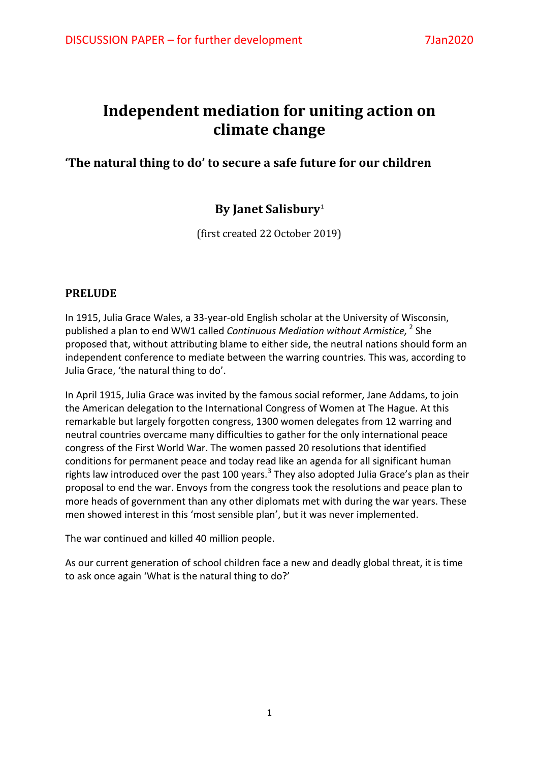DISCUSSION PAPER – for further development 7Jan2020

# Independent mediation for uniting action on climate change

## 'The natural thing to do' to secure a safe future for our children

### By Janet Salisbury[1]

(first created 22 October 2019)

## PRELUDE

In 1915, Julia Grace Wales, a 33-year-old English scholar at the University of Wisconsin, published a plan to end WW1 called *Continuous Mediation without Armistice,*[2] She proposed that, without attributing blame to either side, the neutral nations should form an independent conference to mediate between the warring countries. This was, according to Julia Grace, 'the natural thing to do'.

In April 1915, Julia Grace was invited by the famous social reformer, Jane Addams, to join the American delegation to the International Congress of Women at The Hague. At this remarkable but largely forgotten congress, 1300 women delegates from 12 warring and neutral countries overcame many difficulties to gather for the only international peace congress of the First World War. The women passed 20 resolutions that identified conditions for permanent peace and today read like an agenda for all significant human rights law introduced over the past 100 years.[3] They also adopted Julia Grace's plan as their proposal to end the war. Envoys from the congress took the resolutions and peace plan to more heads of government than any other diplomats met with during the war years. These men showed interest in this 'most sensible plan', but it was never implemented.

The war continued and killed 40 million people.

As our current generation of school children face a new and deadly global threat, it is time to ask once again 'What is the natural thing to do?'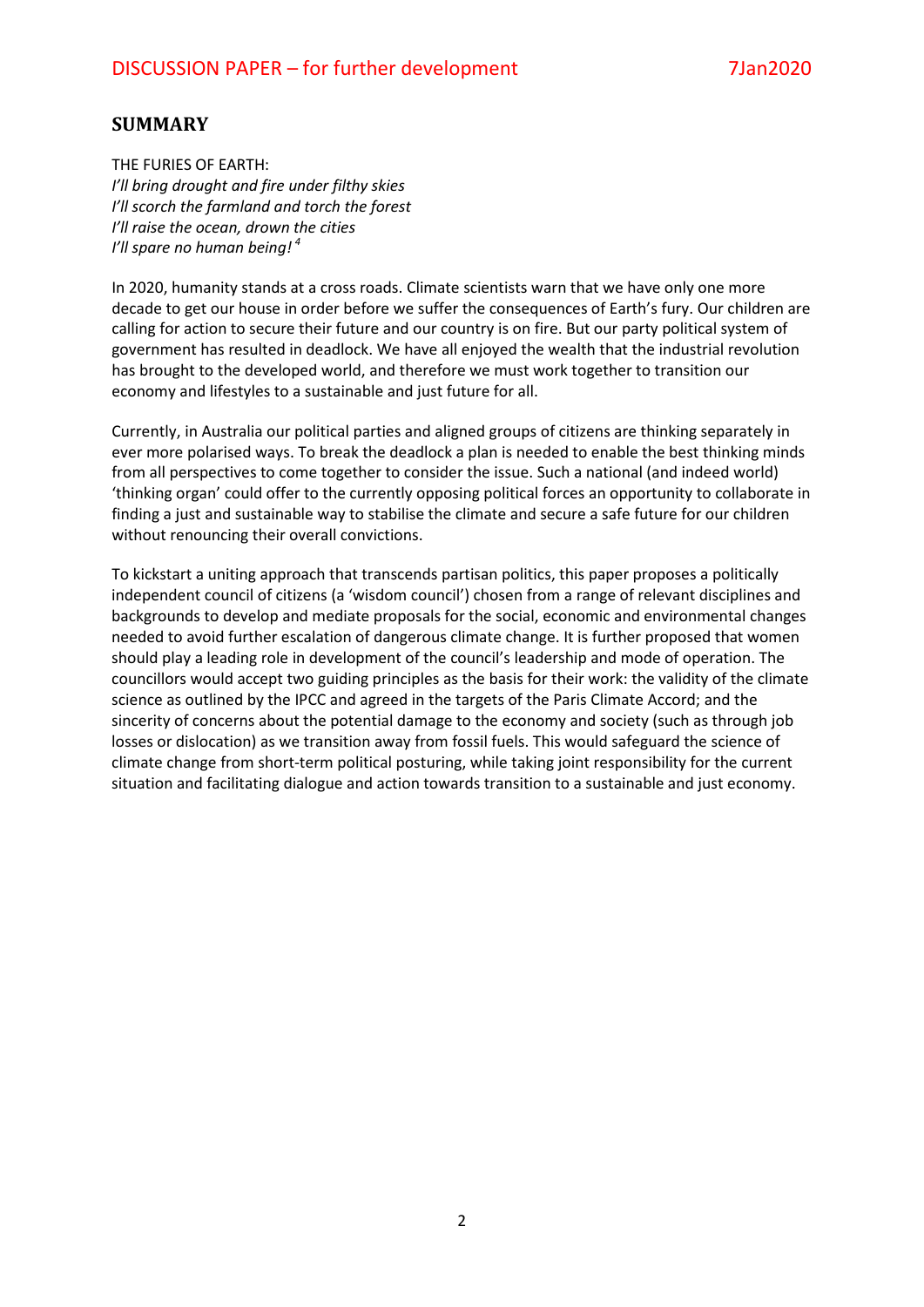## SUMMARY

THE FURIES OF EARTH:
*I'll bring drought and fire under filthy skies*
*I'll scorch the farmland and torch the forest*
*I'll raise the ocean, drown the cities*
*I'll spare no human being!* [4]

In 2020, humanity stands at a cross roads. Climate scientists warn that we have only one more decade to get our house in order before we suffer the consequences of Earth's fury. Our children are calling for action to secure their future and our country is on fire. But our party political system of government has resulted in deadlock. We have all enjoyed the wealth that the industrial revolution has brought to the developed world, and therefore we must work together to transition our economy and lifestyles to a sustainable and just future for all.

Currently, in Australia our political parties and aligned groups of citizens are thinking separately in ever more polarised ways. To break the deadlock a plan is needed to enable the best thinking minds from all perspectives to come together to consider the issue. Such a national (and indeed world) 'thinking organ' could offer to the currently opposing political forces an opportunity to collaborate in finding a just and sustainable way to stabilise the climate and secure a safe future for our children without renouncing their overall convictions.

To kickstart a uniting approach that transcends partisan politics, this paper proposes a politically independent council of citizens (a 'wisdom council') chosen from a range of relevant disciplines and backgrounds to develop and mediate proposals for the social, economic and environmental changes needed to avoid further escalation of dangerous climate change. It is further proposed that women should play a leading role in development of the council's leadership and mode of operation. The councillors would accept two guiding principles as the basis for their work: the validity of the climate science as outlined by the IPCC and agreed in the targets of the Paris Climate Accord; and the sincerity of concerns about the potential damage to the economy and society (such as through job losses or dislocation) as we transition away from fossil fuels. This would safeguard the science of climate change from short-term political posturing, while taking joint responsibility for the current situation and facilitating dialogue and action towards transition to a sustainable and just economy.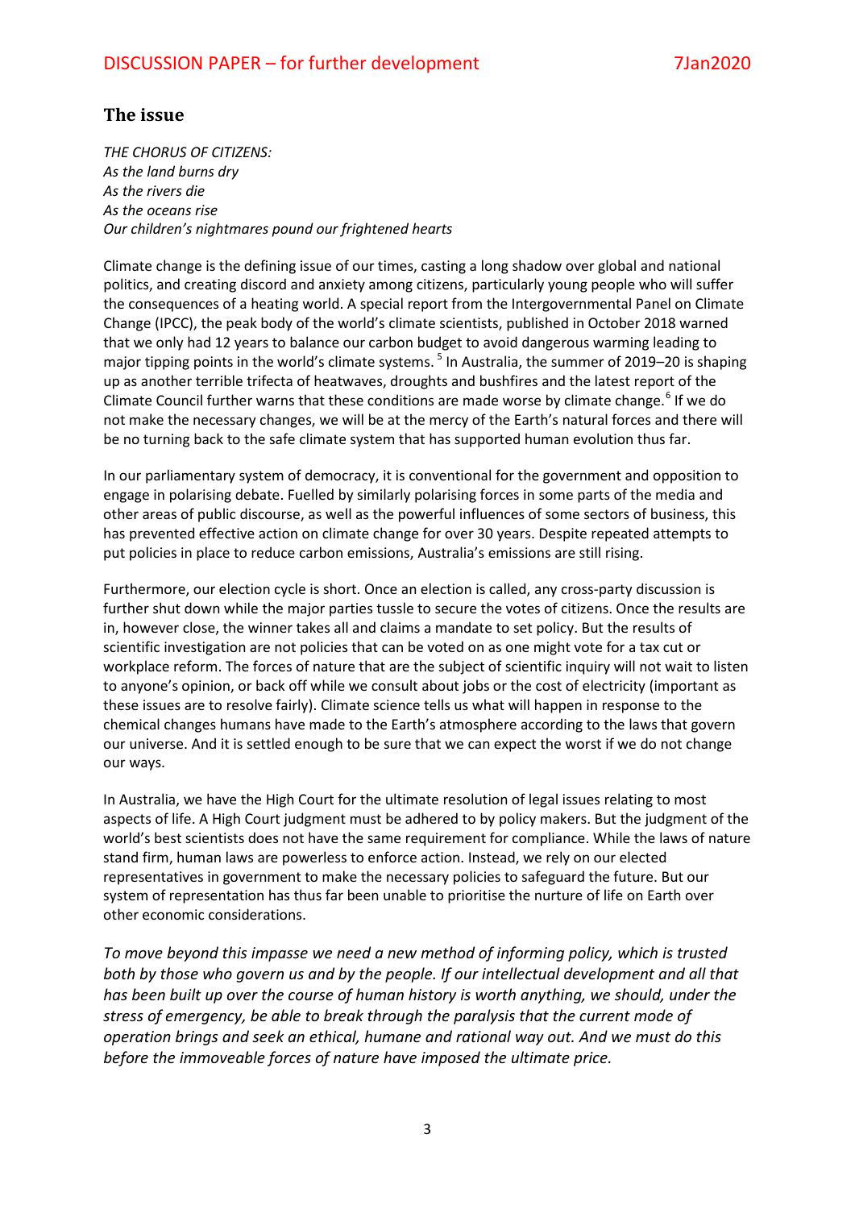## The issue

*THE CHORUS OF CITIZENS:*
*As the land burns dry*
*As the rivers die*
*As the oceans rise*
*Our children's nightmares pound our frightened hearts*

Climate change is the defining issue of our times, casting a long shadow over global and national politics, and creating discord and anxiety among citizens, particularly young people who will suffer the consequences of a heating world. A special report from the Intergovernmental Panel on Climate Change (IPCC), the peak body of the world's climate scientists, published in October 2018 warned that we only had 12 years to balance our carbon budget to avoid dangerous warming leading to major tipping points in the world's climate systems. [5] In Australia, the summer of 2019–20 is shaping up as another terrible trifecta of heatwaves, droughts and bushfires and the latest report of the Climate Council further warns that these conditions are made worse by climate change.[6] If we do not make the necessary changes, we will be at the mercy of the Earth's natural forces and there will be no turning back to the safe climate system that has supported human evolution thus far.

In our parliamentary system of democracy, it is conventional for the government and opposition to engage in polarising debate. Fuelled by similarly polarising forces in some parts of the media and other areas of public discourse, as well as the powerful influences of some sectors of business, this has prevented effective action on climate change for over 30 years. Despite repeated attempts to put policies in place to reduce carbon emissions, Australia's emissions are still rising.

Furthermore, our election cycle is short. Once an election is called, any cross-party discussion is further shut down while the major parties tussle to secure the votes of citizens. Once the results are in, however close, the winner takes all and claims a mandate to set policy. But the results of scientific investigation are not policies that can be voted on as one might vote for a tax cut or workplace reform. The forces of nature that are the subject of scientific inquiry will not wait to listen to anyone's opinion, or back off while we consult about jobs or the cost of electricity (important as these issues are to resolve fairly). Climate science tells us what will happen in response to the chemical changes humans have made to the Earth's atmosphere according to the laws that govern our universe. And it is settled enough to be sure that we can expect the worst if we do not change our ways.

In Australia, we have the High Court for the ultimate resolution of legal issues relating to most aspects of life. A High Court judgment must be adhered to by policy makers. But the judgment of the world's best scientists does not have the same requirement for compliance. While the laws of nature stand firm, human laws are powerless to enforce action. Instead, we rely on our elected representatives in government to make the necessary policies to safeguard the future. But our system of representation has thus far been unable to prioritise the nurture of life on Earth over other economic considerations.

*To move beyond this impasse we need a new method of informing policy, which is trusted both by those who govern us and by the people. If our intellectual development and all that has been built up over the course of human history is worth anything, we should, under the stress of emergency, be able to break through the paralysis that the current mode of operation brings and seek an ethical, humane and rational way out. And we must do this before the immoveable forces of nature have imposed the ultimate price.*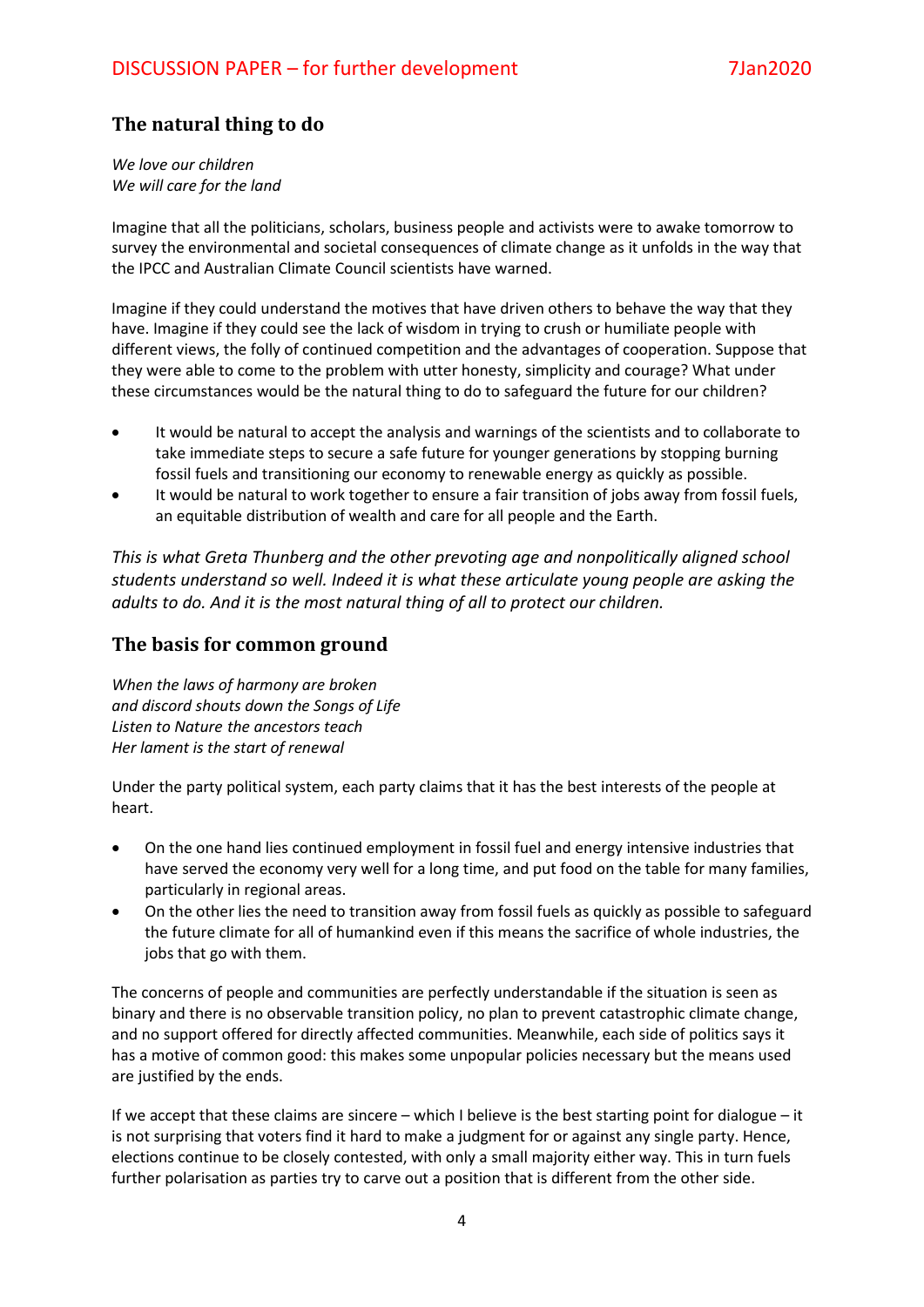## The natural thing to do

*We love our children*
*We will care for the land*

Imagine that all the politicians, scholars, business people and activists were to awake tomorrow to survey the environmental and societal consequences of climate change as it unfolds in the way that the IPCC and Australian Climate Council scientists have warned.

Imagine if they could understand the motives that have driven others to behave the way that they have. Imagine if they could see the lack of wisdom in trying to crush or humiliate people with different views, the folly of continued competition and the advantages of cooperation. Suppose that they were able to come to the problem with utter honesty, simplicity and courage? What under these circumstances would be the natural thing to do to safeguard the future for our children?

- It would be natural to accept the analysis and warnings of the scientists and to collaborate to take immediate steps to secure a safe future for younger generations by stopping burning fossil fuels and transitioning our economy to renewable energy as quickly as possible.
- It would be natural to work together to ensure a fair transition of jobs away from fossil fuels, an equitable distribution of wealth and care for all people and the Earth.

*This is what Greta Thunberg and the other prevoting age and nonpolitically aligned school students understand so well. Indeed it is what these articulate young people are asking the adults to do. And it is the most natural thing of all to protect our children.*

## The basis for common ground

*When the laws of harmony are broken*
*and discord shouts down the Songs of Life*
*Listen to Nature the ancestors teach*
*Her lament is the start of renewal*

Under the party political system, each party claims that it has the best interests of the people at heart.

- On the one hand lies continued employment in fossil fuel and energy intensive industries that have served the economy very well for a long time, and put food on the table for many families, particularly in regional areas.
- On the other lies the need to transition away from fossil fuels as quickly as possible to safeguard the future climate for all of humankind even if this means the sacrifice of whole industries, the jobs that go with them.

The concerns of people and communities are perfectly understandable if the situation is seen as binary and there is no observable transition policy, no plan to prevent catastrophic climate change, and no support offered for directly affected communities. Meanwhile, each side of politics says it has a motive of common good: this makes some unpopular policies necessary but the means used are justified by the ends.

If we accept that these claims are sincere – which I believe is the best starting point for dialogue – it is not surprising that voters find it hard to make a judgment for or against any single party. Hence, elections continue to be closely contested, with only a small majority either way. This in turn fuels further polarisation as parties try to carve out a position that is different from the other side.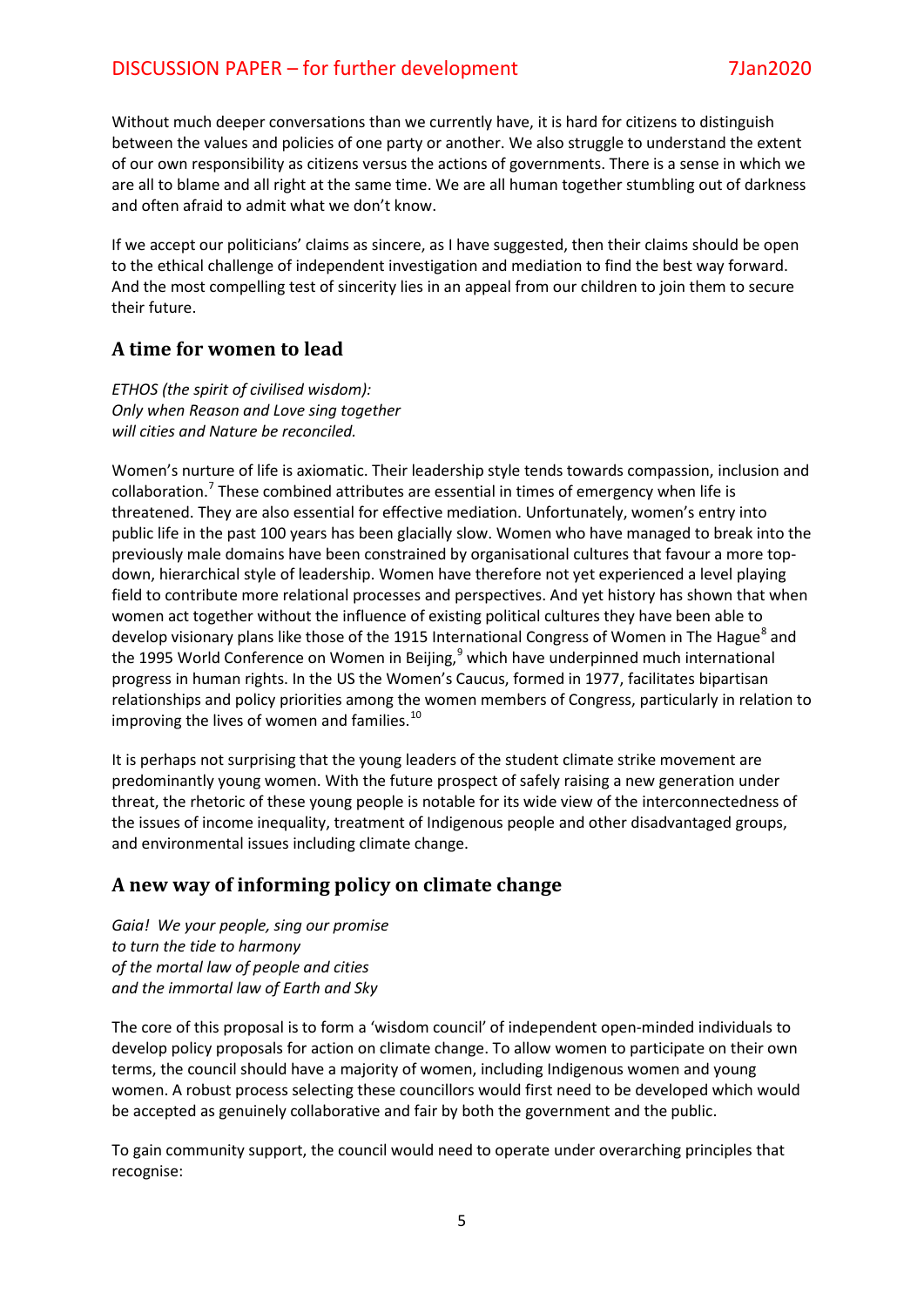Without much deeper conversations than we currently have, it is hard for citizens to distinguish between the values and policies of one party or another. We also struggle to understand the extent of our own responsibility as citizens versus the actions of governments. There is a sense in which we are all to blame and all right at the same time. We are all human together stumbling out of darkness and often afraid to admit what we don't know.

If we accept our politicians' claims as sincere, as I have suggested, then their claims should be open to the ethical challenge of independent investigation and mediation to find the best way forward. And the most compelling test of sincerity lies in an appeal from our children to join them to secure their future.

## A time for women to lead

*ETHOS (the spirit of civilised wisdom):*
*Only when Reason and Love sing together*
*will cities and Nature be reconciled.*

Women's nurture of life is axiomatic. Their leadership style tends towards compassion, inclusion and collaboration.[7] These combined attributes are essential in times of emergency when life is threatened. They are also essential for effective mediation. Unfortunately, women's entry into public life in the past 100 years has been glacially slow. Women who have managed to break into the previously male domains have been constrained by organisational cultures that favour a more top-down, hierarchical style of leadership. Women have therefore not yet experienced a level playing field to contribute more relational processes and perspectives. And yet history has shown that when women act together without the influence of existing political cultures they have been able to develop visionary plans like those of the 1915 International Congress of Women in The Hague[8] and the 1995 World Conference on Women in Beijing,[9] which have underpinned much international progress in human rights. In the US the Women's Caucus, formed in 1977, facilitates bipartisan relationships and policy priorities among the women members of Congress, particularly in relation to improving the lives of women and families.[10]

It is perhaps not surprising that the young leaders of the student climate strike movement are predominantly young women. With the future prospect of safely raising a new generation under threat, the rhetoric of these young people is notable for its wide view of the interconnectedness of the issues of income inequality, treatment of Indigenous people and other disadvantaged groups, and environmental issues including climate change.

## A new way of informing policy on climate change

*Gaia! We your people, sing our promise*
*to turn the tide to harmony*
*of the mortal law of people and cities*
*and the immortal law of Earth and Sky*

The core of this proposal is to form a 'wisdom council' of independent open-minded individuals to develop policy proposals for action on climate change. To allow women to participate on their own terms, the council should have a majority of women, including Indigenous women and young women. A robust process selecting these councillors would first need to be developed which would be accepted as genuinely collaborative and fair by both the government and the public.

To gain community support, the council would need to operate under overarching principles that recognise: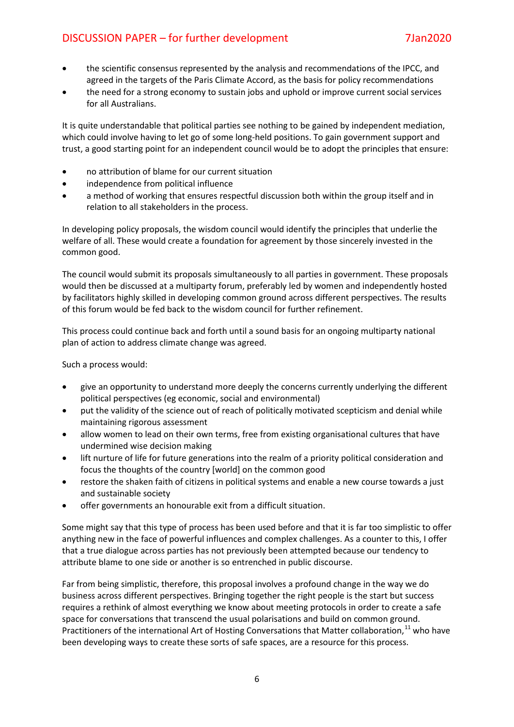- the scientific consensus represented by the analysis and recommendations of the IPCC, and agreed in the targets of the Paris Climate Accord, as the basis for policy recommendations
- the need for a strong economy to sustain jobs and uphold or improve current social services for all Australians.

It is quite understandable that political parties see nothing to be gained by independent mediation, which could involve having to let go of some long-held positions. To gain government support and trust, a good starting point for an independent council would be to adopt the principles that ensure:

- no attribution of blame for our current situation
- independence from political influence
- a method of working that ensures respectful discussion both within the group itself and in relation to all stakeholders in the process.

In developing policy proposals, the wisdom council would identify the principles that underlie the welfare of all. These would create a foundation for agreement by those sincerely invested in the common good.

The council would submit its proposals simultaneously to all parties in government. These proposals would then be discussed at a multiparty forum, preferably led by women and independently hosted by facilitators highly skilled in developing common ground across different perspectives. The results of this forum would be fed back to the wisdom council for further refinement.

This process could continue back and forth until a sound basis for an ongoing multiparty national plan of action to address climate change was agreed.

Such a process would:

- give an opportunity to understand more deeply the concerns currently underlying the different political perspectives (eg economic, social and environmental)
- put the validity of the science out of reach of politically motivated scepticism and denial while maintaining rigorous assessment
- allow women to lead on their own terms, free from existing organisational cultures that have undermined wise decision making
- lift nurture of life for future generations into the realm of a priority political consideration and focus the thoughts of the country [world] on the common good
- restore the shaken faith of citizens in political systems and enable a new course towards a just and sustainable society
- offer governments an honourable exit from a difficult situation.

Some might say that this type of process has been used before and that it is far too simplistic to offer anything new in the face of powerful influences and complex challenges. As a counter to this, I offer that a true dialogue across parties has not previously been attempted because our tendency to attribute blame to one side or another is so entrenched in public discourse.

Far from being simplistic, therefore, this proposal involves a profound change in the way we do business across different perspectives. Bringing together the right people is the start but success requires a rethink of almost everything we know about meeting protocols in order to create a safe space for conversations that transcend the usual polarisations and build on common ground. Practitioners of the international Art of Hosting Conversations that Matter collaboration,[11] who have been developing ways to create these sorts of safe spaces, are a resource for this process.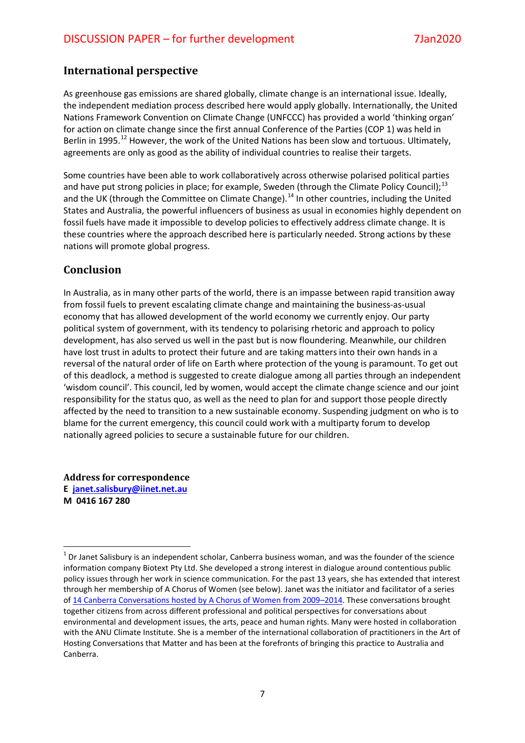## International perspective

As greenhouse gas emissions are shared globally, climate change is an international issue. Ideally, the independent mediation process described here would apply globally. Internationally, the United Nations Framework Convention on Climate Change (UNFCCC) has provided a world 'thinking organ' for action on climate change since the first annual Conference of the Parties (COP 1) was held in Berlin in 1995.[12] However, the work of the United Nations has been slow and tortuous. Ultimately, agreements are only as good as the ability of individual countries to realise their targets.

Some countries have been able to work collaboratively across otherwise polarised political parties and have put strong policies in place; for example, Sweden (through the Climate Policy Council);[13] and the UK (through the Committee on Climate Change).[14] In other countries, including the United States and Australia, the powerful influencers of business as usual in economies highly dependent on fossil fuels have made it impossible to develop policies to effectively address climate change. It is these countries where the approach described here is particularly needed. Strong actions by these nations will promote global progress.

## Conclusion

In Australia, as in many other parts of the world, there is an impasse between rapid transition away from fossil fuels to prevent escalating climate change and maintaining the business-as-usual economy that has allowed development of the world economy we currently enjoy. Our party political system of government, with its tendency to polarising rhetoric and approach to policy development, has also served us well in the past but is now floundering. Meanwhile, our children have lost trust in adults to protect their future and are taking matters into their own hands in a reversal of the natural order of life on Earth where protection of the young is paramount. To get out of this deadlock, a method is suggested to create dialogue among all parties through an independent 'wisdom council'. This council, led by women, would accept the climate change science and our joint responsibility for the status quo, as well as the need to plan for and support those people directly affected by the need to transition to a new sustainable economy. Suspending judgment on who is to blame for the current emergency, this council could work with a multiparty forum to develop nationally agreed policies to secure a sustainable future for our children.

**Address for correspondence**
**E [janet.salisbury@iinet.net.au](mailto:janet.salisbury@iinet.net.au)**
**M 0416 167 280**

---

[1] Dr Janet Salisbury is an independent scholar, Canberra business woman, and was the founder of the science information company Biotext Pty Ltd. She developed a strong interest in dialogue around contentious public policy issues through her work in science communication. For the past 13 years, she has extended that interest through her membership of A Chorus of Women (see below). Janet was the initiator and facilitator of a series of 14 Canberra Conversations hosted by A Chorus of Women from 2009–2014. These conversations brought together citizens from across different professional and political perspectives for conversations about environmental and development issues, the arts, peace and human rights. Many were hosted in collaboration with the ANU Climate Institute. She is a member of the international collaboration of practitioners in the Art of Hosting Conversations that Matter and has been at the forefronts of bringing this practice to Australia and Canberra.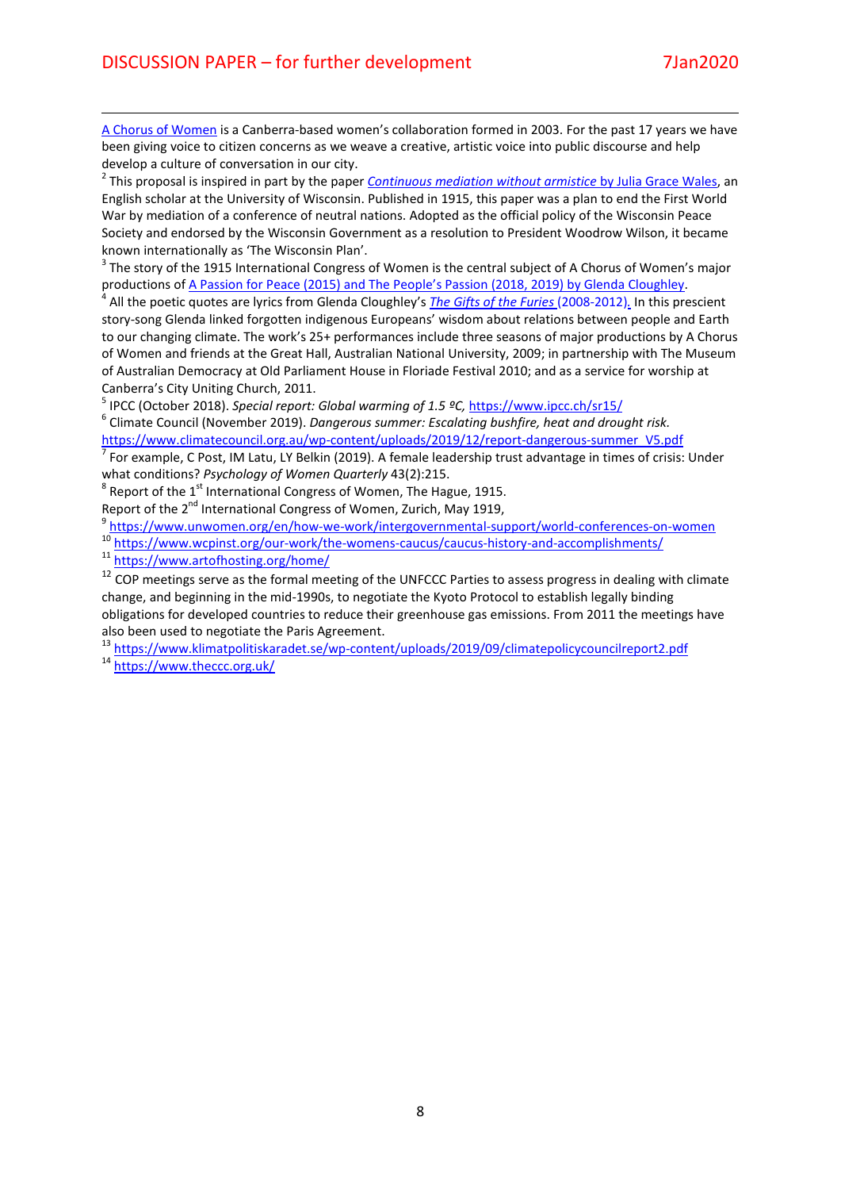A Chorus of Women is a Canberra-based women's collaboration formed in 2003. For the past 17 years we have been giving voice to citizen concerns as we weave a creative, artistic voice into public discourse and help develop a culture of conversation in our city.

[2] This proposal is inspired in part by the paper *Continuous mediation without armistice* by Julia Grace Wales, an English scholar at the University of Wisconsin. Published in 1915, this paper was a plan to end the First World War by mediation of a conference of neutral nations. Adopted as the official policy of the Wisconsin Peace Society and endorsed by the Wisconsin Government as a resolution to President Woodrow Wilson, it became known internationally as 'The Wisconsin Plan'.

[3] The story of the 1915 International Congress of Women is the central subject of A Chorus of Women's major productions of A Passion for Peace (2015) and The People's Passion (2018, 2019) by Glenda Cloughley.

[4] All the poetic quotes are lyrics from Glenda Cloughley's *The Gifts of the Furies* (2008-2012). In this prescient story-song Glenda linked forgotten indigenous Europeans' wisdom about relations between people and Earth to our changing climate. The work's 25+ performances include three seasons of major productions by A Chorus of Women and friends at the Great Hall, Australian National University, 2009; in partnership with The Museum of Australian Democracy at Old Parliament House in Floriade Festival 2010; and as a service for worship at Canberra's City Uniting Church, 2011.

[5] IPCC (October 2018). *Special report: Global warming of 1.5 ºC,* https://www.ipcc.ch/sr15/

[6] Climate Council (November 2019). *Dangerous summer: Escalating bushfire, heat and drought risk.* https://www.climatecouncil.org.au/wp-content/uploads/2019/12/report-dangerous-summer_V5.pdf

[7] For example, C Post, IM Latu, LY Belkin (2019). A female leadership trust advantage in times of crisis: Under what conditions? *Psychology of Women Quarterly* 43(2):215.

[8] Report of the 1st International Congress of Women, The Hague, 1915.
Report of the 2nd International Congress of Women, Zurich, May 1919,

[9] https://www.unwomen.org/en/how-we-work/intergovernmental-support/world-conferences-on-women

[10] https://www.wcpinst.org/our-work/the-womens-caucus/caucus-history-and-accomplishments/

[11] https://www.artofhosting.org/home/

[12] COP meetings serve as the formal meeting of the UNFCCC Parties to assess progress in dealing with climate change, and beginning in the mid-1990s, to negotiate the Kyoto Protocol to establish legally binding obligations for developed countries to reduce their greenhouse gas emissions. From 2011 the meetings have also been used to negotiate the Paris Agreement.

[13] https://www.klimatpolitiskaradet.se/wp-content/uploads/2019/09/climatepolicycouncilreport2.pdf

[14] https://www.theccc.org.uk/